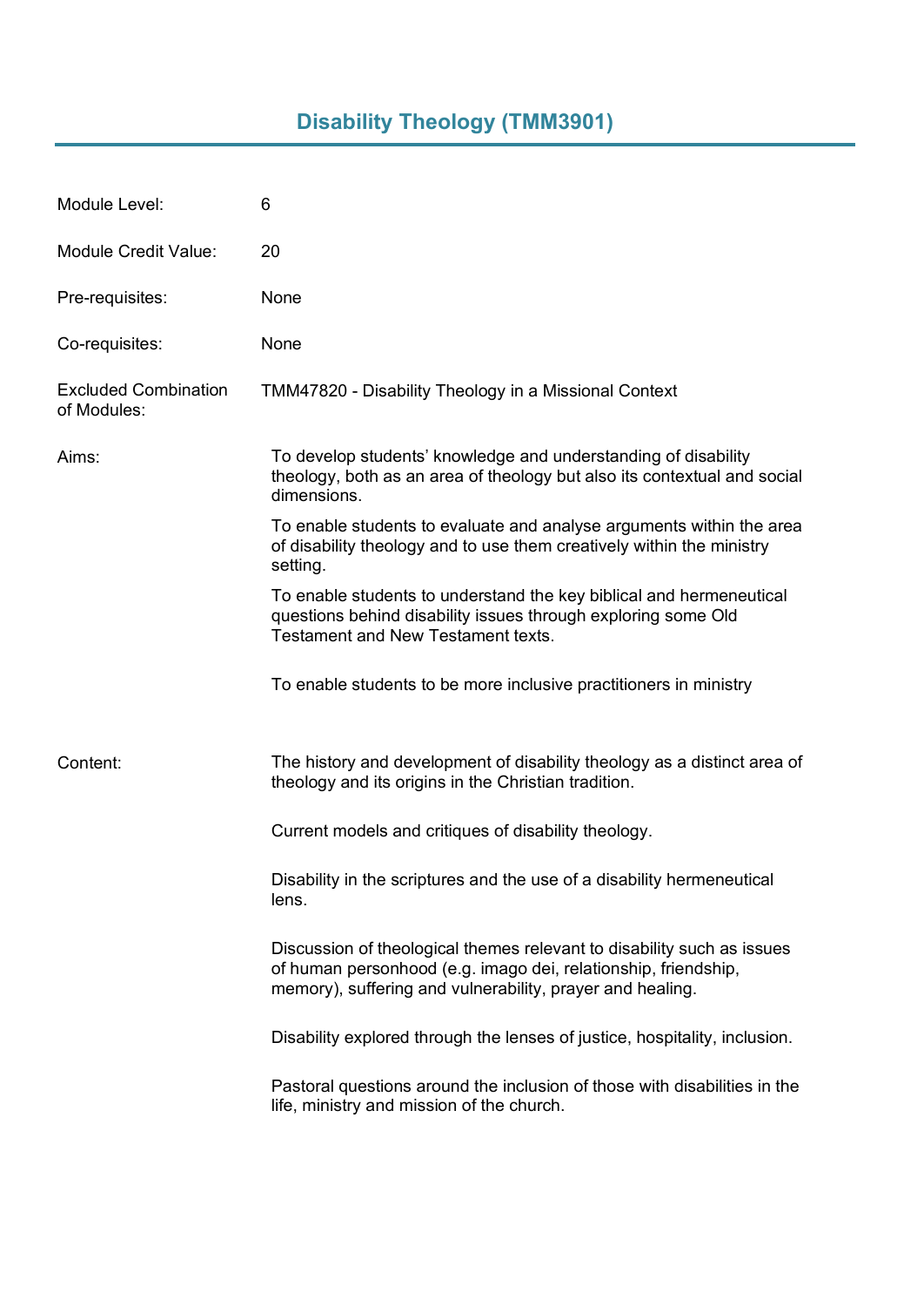# Disability Theology (TMM3901)

| | |
|---|---|
| Module Level: | 6 |
| Module Credit Value: | 20 |
| Pre-requisites: | None |
| Co-requisites: | None |
| Excluded Combination of Modules: | TMM47820 - Disability Theology in a Missional Context |

**Aims:**

To develop students' knowledge and understanding of disability theology, both as an area of theology but also its contextual and social dimensions.

To enable students to evaluate and analyse arguments within the area of disability theology and to use them creatively within the ministry setting.

To enable students to understand the key biblical and hermeneutical questions behind disability issues through exploring some Old Testament and New Testament texts.

To enable students to be more inclusive practitioners in ministry

**Content:**

The history and development of disability theology as a distinct area of theology and its origins in the Christian tradition.

Current models and critiques of disability theology.

Disability in the scriptures and the use of a disability hermeneutical lens.

Discussion of theological themes relevant to disability such as issues of human personhood (e.g. imago dei, relationship, friendship, memory), suffering and vulnerability, prayer and healing.

Disability explored through the lenses of justice, hospitality, inclusion.

Pastoral questions around the inclusion of those with disabilities in the life, ministry and mission of the church.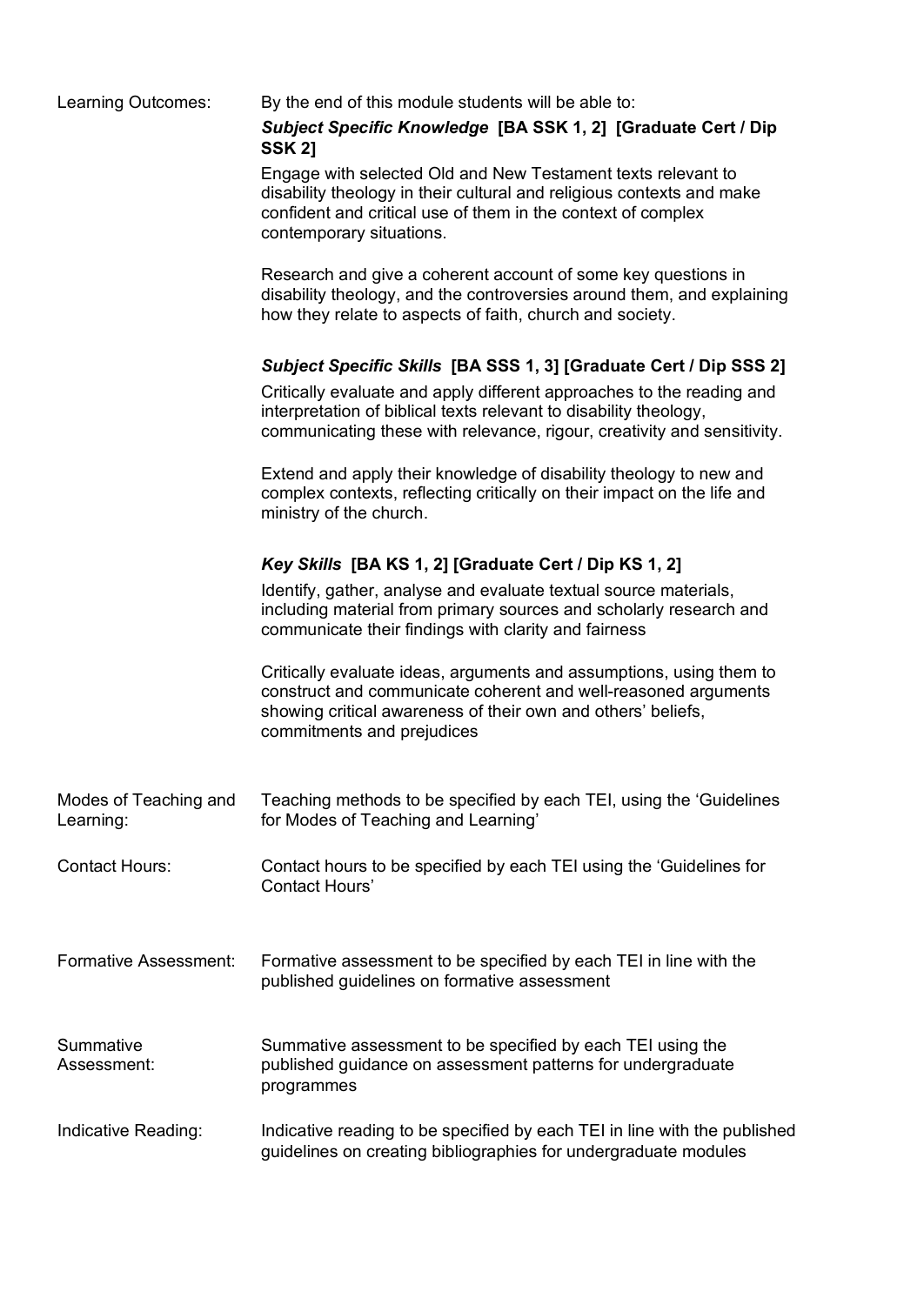**Learning Outcomes:** By the end of this module students will be able to:

***Subject Specific Knowledge* [BA SSK 1, 2] [Graduate Cert / Dip SSK 2]**

Engage with selected Old and New Testament texts relevant to disability theology in their cultural and religious contexts and make confident and critical use of them in the context of complex contemporary situations.

Research and give a coherent account of some key questions in disability theology, and the controversies around them, and explaining how they relate to aspects of faith, church and society.

***Subject Specific Skills* [BA SSS 1, 3] [Graduate Cert / Dip SSS 2]**

Critically evaluate and apply different approaches to the reading and interpretation of biblical texts relevant to disability theology, communicating these with relevance, rigour, creativity and sensitivity.

Extend and apply their knowledge of disability theology to new and complex contexts, reflecting critically on their impact on the life and ministry of the church.

***Key Skills* [BA KS 1, 2] [Graduate Cert / Dip KS 1, 2]**

Identify, gather, analyse and evaluate textual source materials, including material from primary sources and scholarly research and communicate their findings with clarity and fairness

Critically evaluate ideas, arguments and assumptions, using them to construct and communicate coherent and well-reasoned arguments showing critical awareness of their own and others' beliefs, commitments and prejudices

**Modes of Teaching and Learning:** Teaching methods to be specified by each TEI, using the 'Guidelines for Modes of Teaching and Learning'

**Contact Hours:** Contact hours to be specified by each TEI using the 'Guidelines for Contact Hours'

**Formative Assessment:** Formative assessment to be specified by each TEI in line with the published guidelines on formative assessment

**Summative Assessment:** Summative assessment to be specified by each TEI using the published guidance on assessment patterns for undergraduate programmes

**Indicative Reading:** Indicative reading to be specified by each TEI in line with the published guidelines on creating bibliographies for undergraduate modules